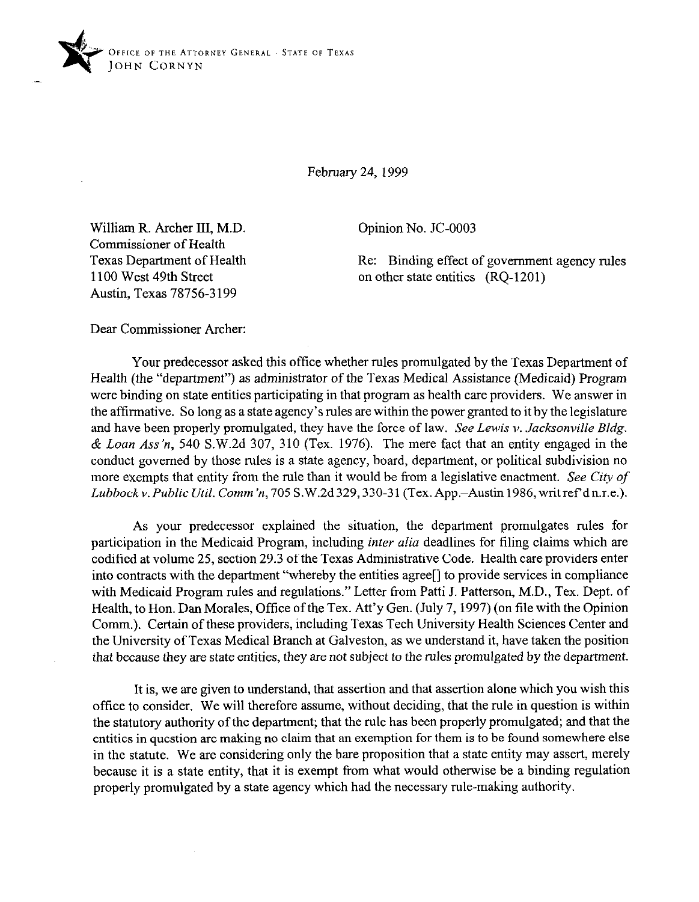OFFICE OF THE ATTORNEY GENERAL · STATE OF TEXAS
JOHN CORNYN

February 24, 1999

William R. Archer III, M.D.
Commissioner of Health
Texas Department of Health
1100 West 49th Street
Austin, Texas 78756-3199

Opinion No. JC-0003

Re: Binding effect of government agency rules on other state entities (RQ-1201)

Dear Commissioner Archer:

Your predecessor asked this office whether rules promulgated by the Texas Department of Health (the "department") as administrator of the Texas Medical Assistance (Medicaid) Program were binding on state entities participating in that program as health care providers. We answer in the affirmative. So long as a state agency's rules are within the power granted to it by the legislature and have been properly promulgated, they have the force of law. *See Lewis v. Jacksonville Bldg. & Loan Ass'n*, 540 S.W.2d 307, 310 (Tex. 1976). The mere fact that an entity engaged in the conduct governed by those rules is a state agency, board, department, or political subdivision no more exempts that entity from the rule than it would be from a legislative enactment. *See City of Lubbock v. Public Util. Comm'n*, 705 S.W.2d 329, 330-31 (Tex. App.–Austin 1986, writ ref'd n.r.e.).

As your predecessor explained the situation, the department promulgates rules for participation in the Medicaid Program, including *inter alia* deadlines for filing claims which are codified at volume 25, section 29.3 of the Texas Administrative Code. Health care providers enter into contracts with the department "whereby the entities agree[] to provide services in compliance with Medicaid Program rules and regulations." Letter from Patti J. Patterson, M.D., Tex. Dept. of Health, to Hon. Dan Morales, Office of the Tex. Att'y Gen. (July 7, 1997) (on file with the Opinion Comm.). Certain of these providers, including Texas Tech University Health Sciences Center and the University of Texas Medical Branch at Galveston, as we understand it, have taken the position that because they are state entities, they are not subject to the rules promulgated by the department.

It is, we are given to understand, that assertion and that assertion alone which you wish this office to consider. We will therefore assume, without deciding, that the rule in question is within the statutory authority of the department; that the rule has been properly promulgated; and that the entities in question are making no claim that an exemption for them is to be found somewhere else in the statute. We are considering only the bare proposition that a state entity may assert, merely because it is a state entity, that it is exempt from what would otherwise be a binding regulation properly promulgated by a state agency which had the necessary rule-making authority.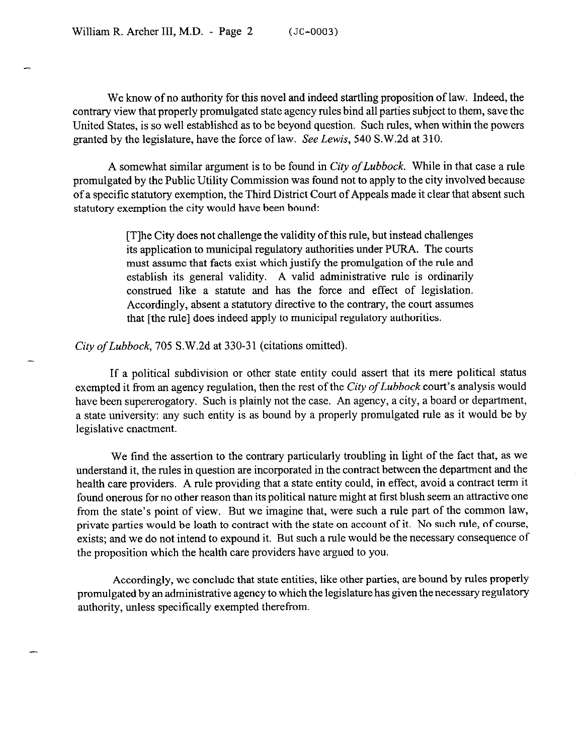We know of no authority for this novel and indeed startling proposition of law. Indeed, the contrary view that properly promulgated state agency rules bind all parties subject to them, save the United States, is so well established as to be beyond question. Such rules, when within the powers granted by the legislature, have the force of law. *See Lewis*, 540 S.W.2d at 310.

A somewhat similar argument is to be found in *City of Lubbock*. While in that case a rule promulgated by the Public Utility Commission was found not to apply to the city involved because of a specific statutory exemption, the Third District Court of Appeals made it clear that absent such statutory exemption the city would have been bound:

> [T]he City does not challenge the validity of this rule, but instead challenges its application to municipal regulatory authorities under PURA. The courts must assume that facts exist which justify the promulgation of the rule and establish its general validity. A valid administrative rule is ordinarily construed like a statute and has the force and effect of legislation. Accordingly, absent a statutory directive to the contrary, the court assumes that [the rule] does indeed apply to municipal regulatory authorities.

*City of Lubbock*, 705 S.W.2d at 330-31 (citations omitted).

If a political subdivision or other state entity could assert that its mere political status exempted it from an agency regulation, then the rest of the *City of Lubbock* court's analysis would have been supererogatory. Such is plainly not the case. An agency, a city, a board or department, a state university: any such entity is as bound by a properly promulgated rule as it would be by legislative enactment.

We find the assertion to the contrary particularly troubling in light of the fact that, as we understand it, the rules in question are incorporated in the contract between the department and the health care providers. A rule providing that a state entity could, in effect, avoid a contract term it found onerous for no other reason than its political nature might at first blush seem an attractive one from the state's point of view. But we imagine that, were such a rule part of the common law, private parties would be loath to contract with the state on account of it. No such rule, of course, exists; and we do not intend to expound it. But such a rule would be the necessary consequence of the proposition which the health care providers have argued to you.

Accordingly, we conclude that state entities, like other parties, are bound by rules properly promulgated by an administrative agency to which the legislature has given the necessary regulatory authority, unless specifically exempted therefrom.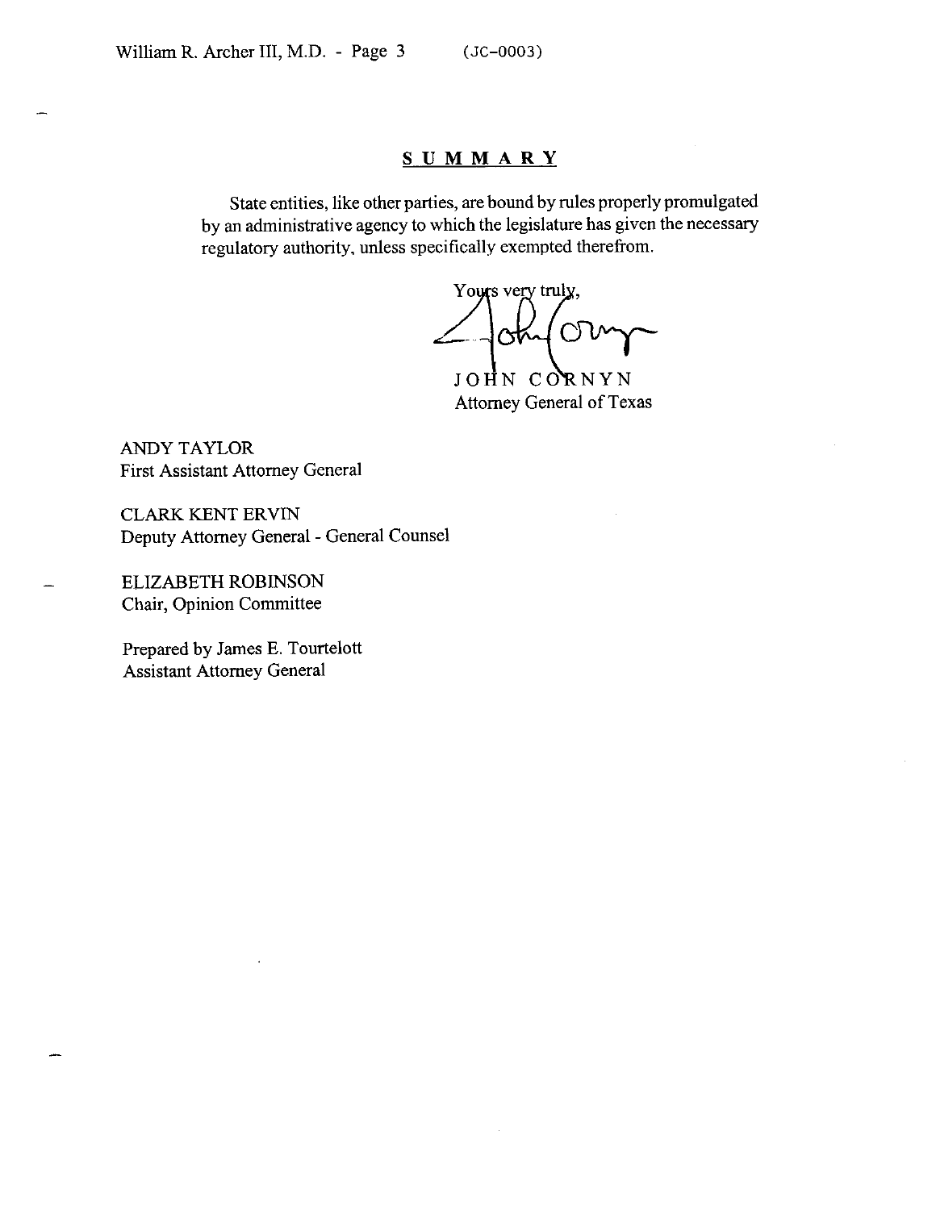## SUMMARY

State entities, like other parties, are bound by rules properly promulgated by an administrative agency to which the legislature has given the necessary regulatory authority, unless specifically exempted therefrom.

Yours very truly,

JOHN CORNYN
Attorney General of Texas

ANDY TAYLOR
First Assistant Attorney General

CLARK KENT ERVIN
Deputy Attorney General - General Counsel

ELIZABETH ROBINSON
Chair, Opinion Committee

Prepared by James E. Tourtelott
Assistant Attorney General